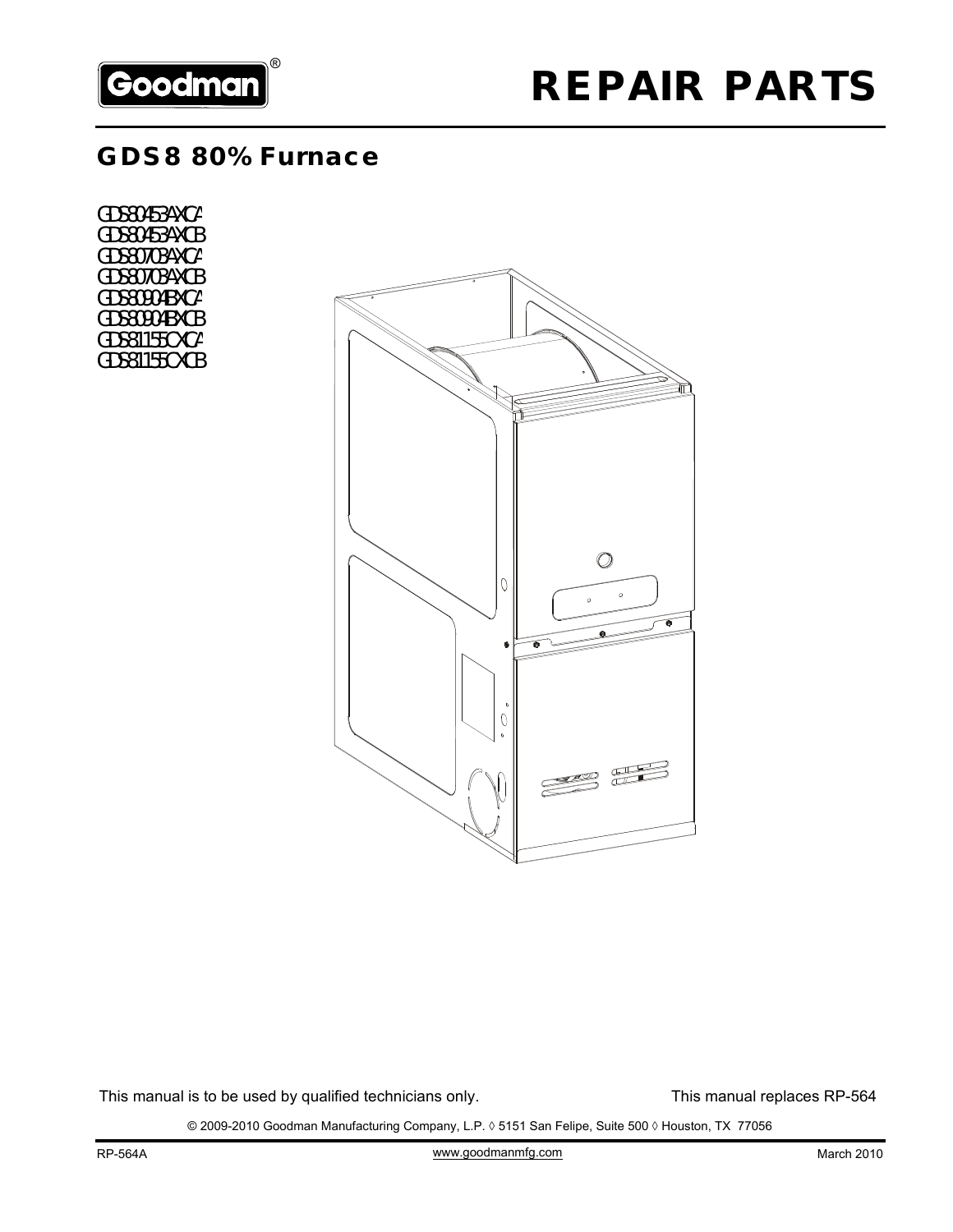Goodman®

# REPAIR PARTS

## GDS8 80% Furnace

GDS80453AXCA
GDS80453AXCB
GDS80703AXCA
GDS80703AXCB
GDS80904BXCA
GDS80904BXCB
GDS81155CXCA
GDS81155CXCB

This manual is to be used by qualified technicians only.

This manual replaces RP-564

© 2009-2010 Goodman Manufacturing Company, L.P. ◊ 5151 San Felipe, Suite 500 ◊ Houston, TX 77056

RP-564A

www.goodmanmfg.com

March 2010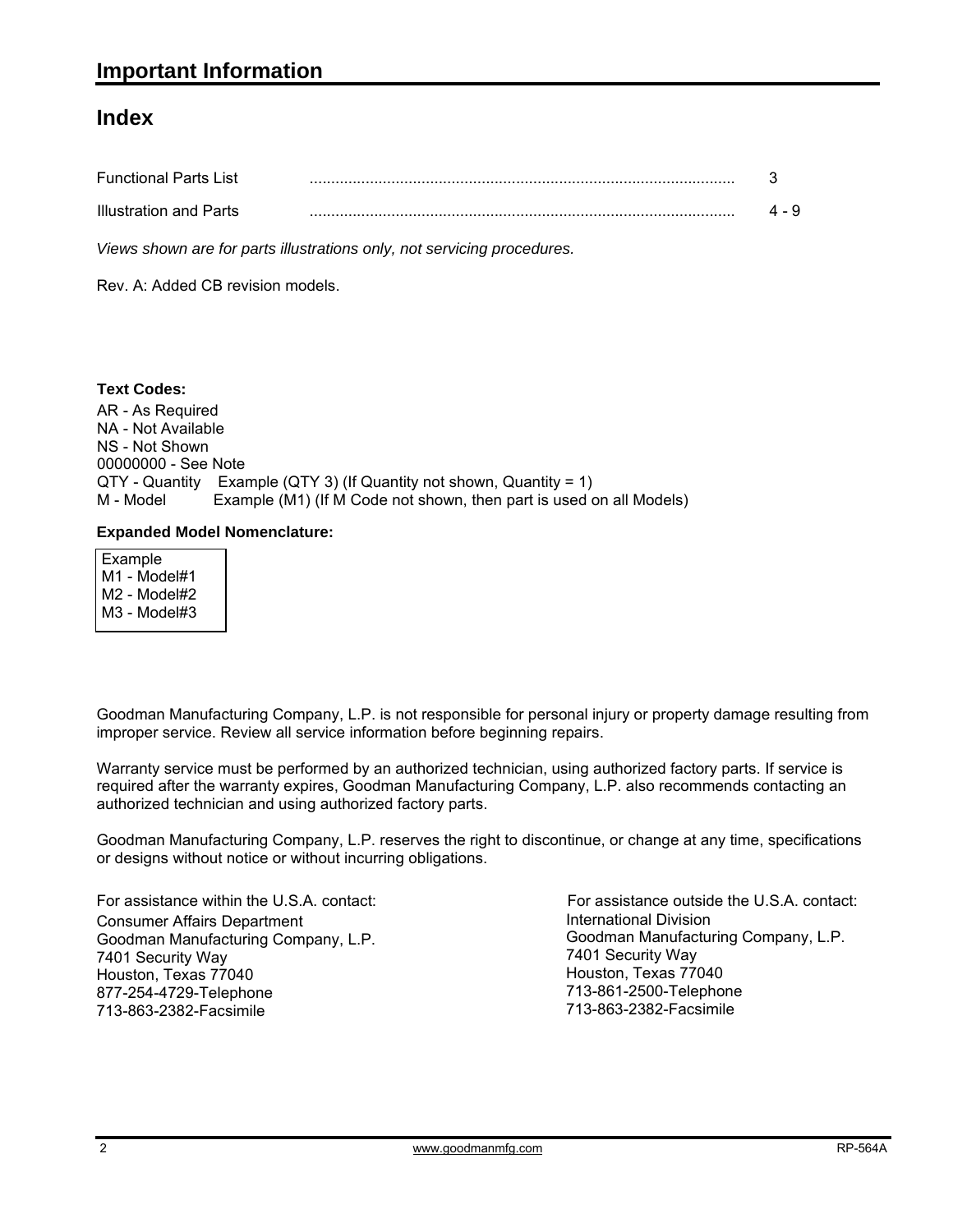# Important Information

## Index

| | | |
|---|---|---|
| Functional Parts List | .................................................................................................. | 3 |
| Illustration and Parts | .................................................................................................. | 4 - 9 |

*Views shown are for parts illustrations only, not servicing procedures.*

Rev. A: Added CB revision models.

**Text Codes:**

AR - As Required
NA - Not Available
NS - Not Shown
00000000 - See Note
QTY - Quantity  Example (QTY 3) (If Quantity not shown, Quantity = 1)
M - Model  Example (M1) (If M Code not shown, then part is used on all Models)

**Expanded Model Nomenclature:**

Example
M1 - Model#1
M2 - Model#2
M3 - Model#3

Goodman Manufacturing Company, L.P. is not responsible for personal injury or property damage resulting from improper service. Review all service information before beginning repairs.

Warranty service must be performed by an authorized technician, using authorized factory parts. If service is required after the warranty expires, Goodman Manufacturing Company, L.P. also recommends contacting an authorized technician and using authorized factory parts.

Goodman Manufacturing Company, L.P. reserves the right to discontinue, or change at any time, specifications or designs without notice or without incurring obligations.

For assistance within the U.S.A. contact:
Consumer Affairs Department
Goodman Manufacturing Company, L.P.
7401 Security Way
Houston, Texas 77040
877-254-4729-Telephone
713-863-2382-Facsimile

For assistance outside the U.S.A. contact:
International Division
Goodman Manufacturing Company, L.P.
7401 Security Way
Houston, Texas 77040
713-861-2500-Telephone
713-863-2382-Facsimile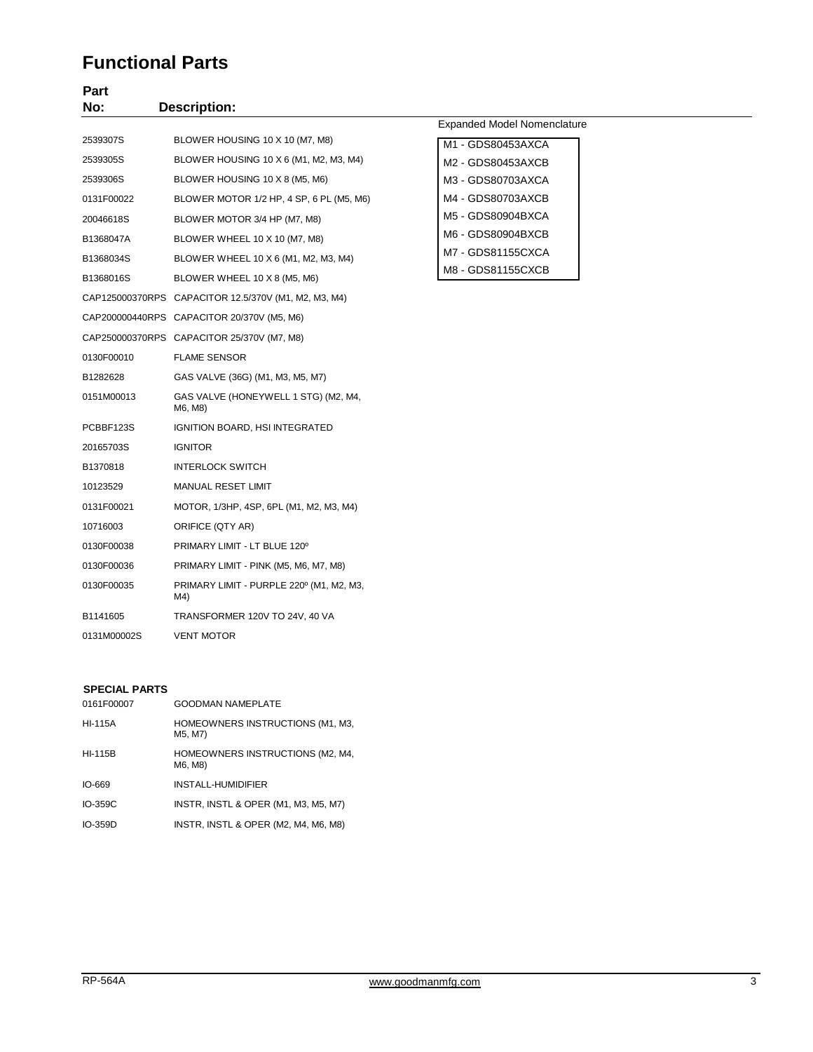# Functional Parts

| Part No: | Description: |
|---|---|
| 2539307S | BLOWER HOUSING 10 X 10 (M7, M8) |
| 2539305S | BLOWER HOUSING 10 X 6 (M1, M2, M3, M4) |
| 2539306S | BLOWER HOUSING 10 X 8 (M5, M6) |
| 0131F00022 | BLOWER MOTOR 1/2 HP, 4 SP, 6 PL (M5, M6) |
| 20046618S | BLOWER MOTOR 3/4 HP (M7, M8) |
| B1368047A | BLOWER WHEEL 10 X 10 (M7, M8) |
| B1368034S | BLOWER WHEEL 10 X 6 (M1, M2, M3, M4) |
| B1368016S | BLOWER WHEEL 10 X 8 (M5, M6) |
| CAP125000370RPS | CAPACITOR 12.5/370V (M1, M2, M3, M4) |
| CAP200000440RPS | CAPACITOR 20/370V (M5, M6) |
| CAP250000370RPS | CAPACITOR 25/370V (M7, M8) |
| 0130F00010 | FLAME SENSOR |
| B1282628 | GAS VALVE (36G) (M1, M3, M5, M7) |
| 0151M00013 | GAS VALVE (HONEYWELL 1 STG) (M2, M4, M6, M8) |
| PCBBF123S | IGNITION BOARD, HSI INTEGRATED |
| 20165703S | IGNITOR |
| B1370818 | INTERLOCK SWITCH |
| 10123529 | MANUAL RESET LIMIT |
| 0131F00021 | MOTOR, 1/3HP, 4SP, 6PL (M1, M2, M3, M4) |
| 10716003 | ORIFICE (QTY AR) |
| 0130F00038 | PRIMARY LIMIT - LT BLUE 120º |
| 0130F00036 | PRIMARY LIMIT - PINK (M5, M6, M7, M8) |
| 0130F00035 | PRIMARY LIMIT - PURPLE 220º (M1, M2, M3, M4) |
| B1141605 | TRANSFORMER 120V TO 24V, 40 VA |
| 0131M00002S | VENT MOTOR |

Expanded Model Nomenclature

- M1 - GDS80453AXCA
- M2 - GDS80453AXCB
- M3 - GDS80703AXCA
- M4 - GDS80703AXCB
- M5 - GDS80904BXCA
- M6 - GDS80904BXCB
- M7 - GDS81155CXCA
- M8 - GDS81155CXCB

**SPECIAL PARTS**

| | |
|---|---|
| 0161F00007 | GOODMAN NAMEPLATE |
| HI-115A | HOMEOWNERS INSTRUCTIONS (M1, M3, M5, M7) |
| HI-115B | HOMEOWNERS INSTRUCTIONS (M2, M4, M6, M8) |
| IO-669 | INSTALL-HUMIDIFIER |
| IO-359C | INSTR, INSTL & OPER (M1, M3, M5, M7) |
| IO-359D | INSTR, INSTL & OPER (M2, M4, M6, M8) |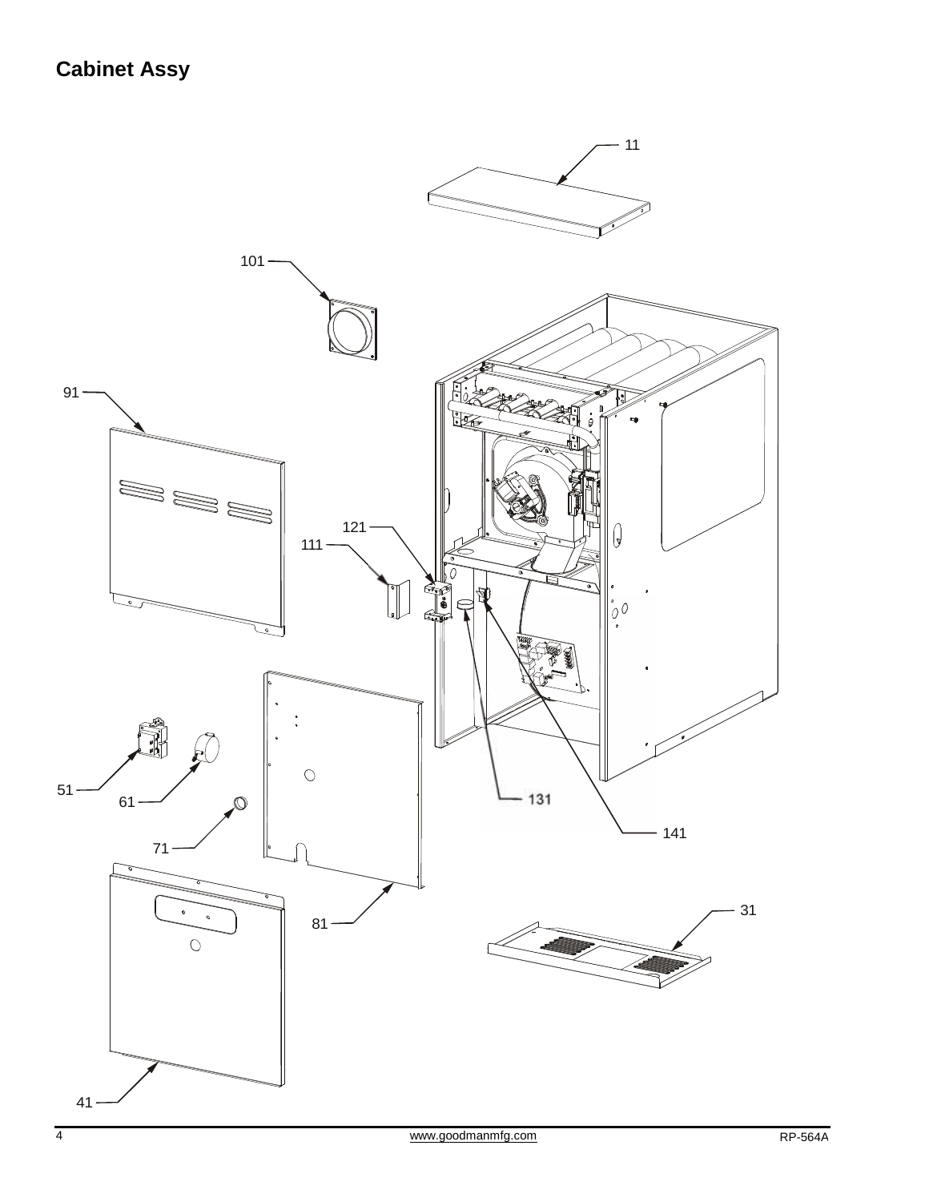## Cabinet Assy

11

101

91

121

111

51

61

131

141

71

81

31

41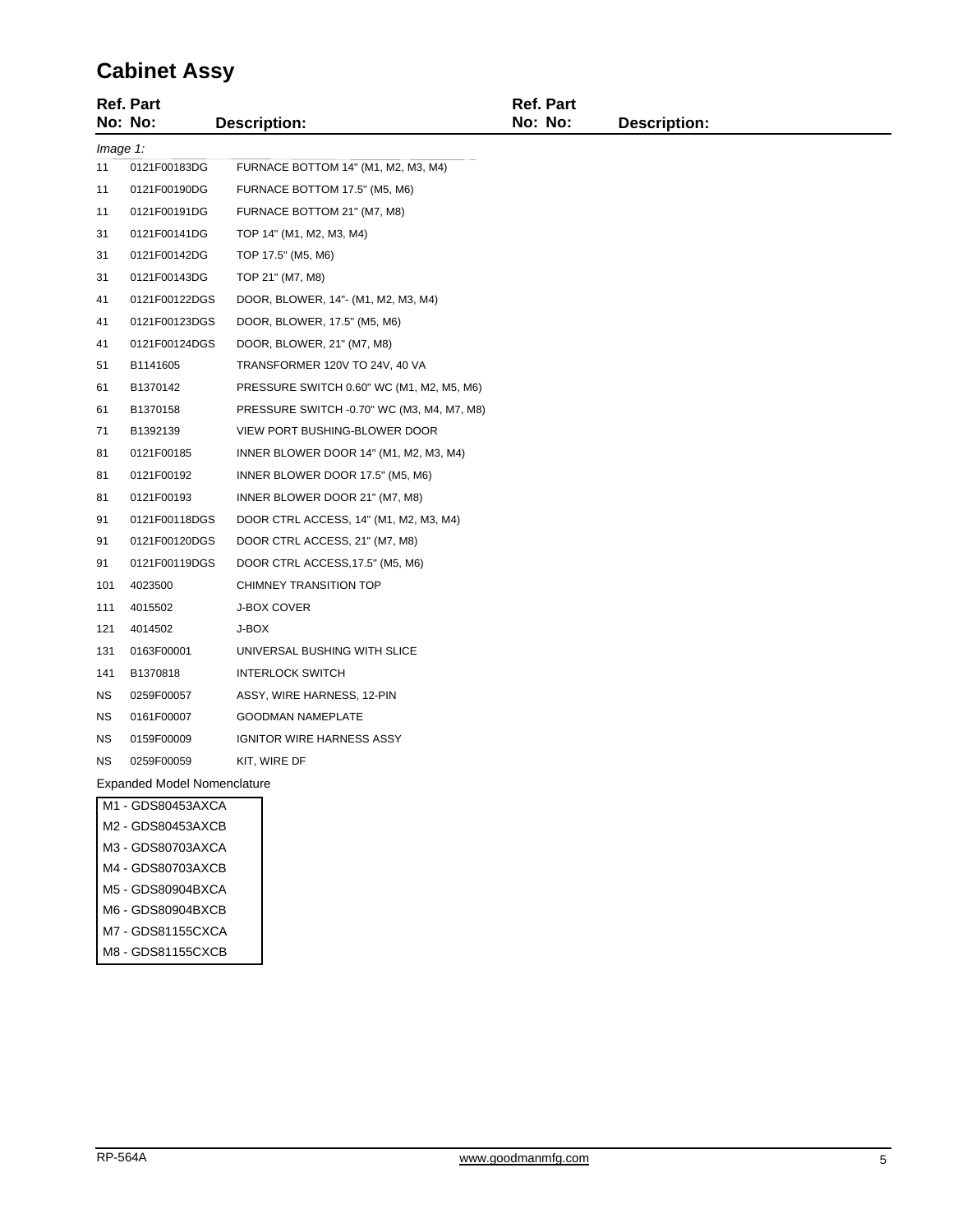# Cabinet Assy

| Ref. No: | Part No: | Description: |
|---|---|---|
| *Image 1:* | | |
| 11 | 0121F00183DG | FURNACE BOTTOM 14" (M1, M2, M3, M4) |
| 11 | 0121F00190DG | FURNACE BOTTOM 17.5" (M5, M6) |
| 11 | 0121F00191DG | FURNACE BOTTOM 21" (M7, M8) |
| 31 | 0121F00141DG | TOP 14" (M1, M2, M3, M4) |
| 31 | 0121F00142DG | TOP 17.5" (M5, M6) |
| 31 | 0121F00143DG | TOP 21" (M7, M8) |
| 41 | 0121F00122DGS | DOOR, BLOWER, 14"- (M1, M2, M3, M4) |
| 41 | 0121F00123DGS | DOOR, BLOWER, 17.5" (M5, M6) |
| 41 | 0121F00124DGS | DOOR, BLOWER, 21" (M7, M8) |
| 51 | B1141605 | TRANSFORMER 120V TO 24V, 40 VA |
| 61 | B1370142 | PRESSURE SWITCH 0.60" WC (M1, M2, M5, M6) |
| 61 | B1370158 | PRESSURE SWITCH -0.70" WC (M3, M4, M7, M8) |
| 71 | B1392139 | VIEW PORT BUSHING-BLOWER DOOR |
| 81 | 0121F00185 | INNER BLOWER DOOR 14" (M1, M2, M3, M4) |
| 81 | 0121F00192 | INNER BLOWER DOOR 17.5" (M5, M6) |
| 81 | 0121F00193 | INNER BLOWER DOOR 21" (M7, M8) |
| 91 | 0121F00118DGS | DOOR CTRL ACCESS, 14" (M1, M2, M3, M4) |
| 91 | 0121F00120DGS | DOOR CTRL ACCESS, 21" (M7, M8) |
| 91 | 0121F00119DGS | DOOR CTRL ACCESS,17.5" (M5, M6) |
| 101 | 4023500 | CHIMNEY TRANSITION TOP |
| 111 | 4015502 | J-BOX COVER |
| 121 | 4014502 | J-BOX |
| 131 | 0163F00001 | UNIVERSAL BUSHING WITH SLICE |
| 141 | B1370818 | INTERLOCK SWITCH |
| NS | 0259F00057 | ASSY, WIRE HARNESS, 12-PIN |
| NS | 0161F00007 | GOODMAN NAMEPLATE |
| NS | 0159F00009 | IGNITOR WIRE HARNESS ASSY |
| NS | 0259F00059 | KIT, WIRE DF |

Expanded Model Nomenclature

| |
|---|
| M1 - GDS80453AXCA |
| M2 - GDS80453AXCB |
| M3 - GDS80703AXCA |
| M4 - GDS80703AXCB |
| M5 - GDS80904BXCA |
| M6 - GDS80904BXCB |
| M7 - GDS81155CXCA |
| M8 - GDS81155CXCB |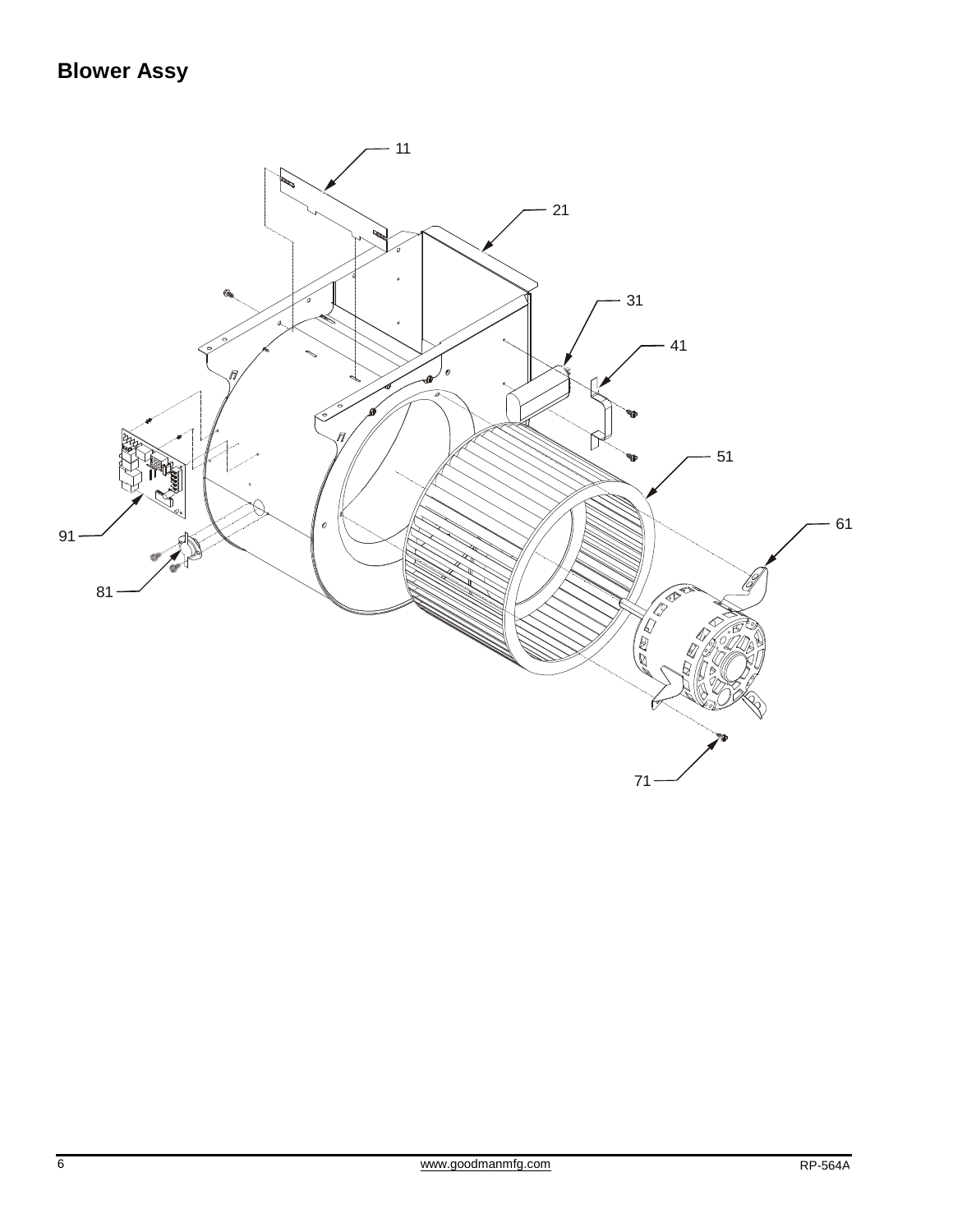## Blower Assy

11

21

31

41

51

61

91

81

71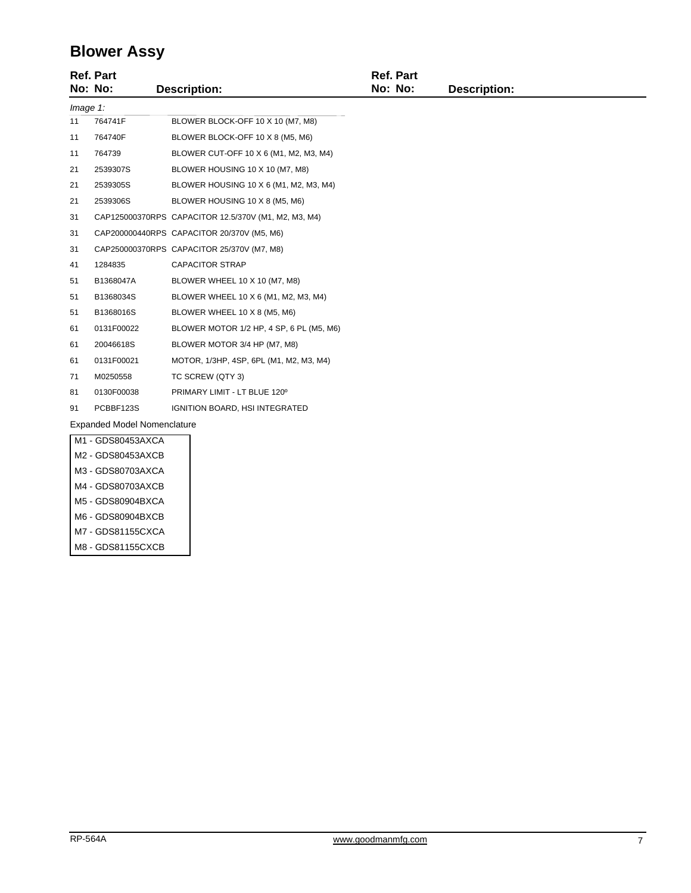# Blower Assy

| Ref. No: | Part No: | Description: |
|---|---|---|
| *Image 1:* | | |
| 11 | 764741F | BLOWER BLOCK-OFF 10 X 10 (M7, M8) |
| 11 | 764740F | BLOWER BLOCK-OFF 10 X 8 (M5, M6) |
| 11 | 764739 | BLOWER CUT-OFF 10 X 6 (M1, M2, M3, M4) |
| 21 | 2539307S | BLOWER HOUSING 10 X 10 (M7, M8) |
| 21 | 2539305S | BLOWER HOUSING 10 X 6 (M1, M2, M3, M4) |
| 21 | 2539306S | BLOWER HOUSING 10 X 8 (M5, M6) |
| 31 | CAP125000370RPS | CAPACITOR 12.5/370V (M1, M2, M3, M4) |
| 31 | CAP200000440RPS | CAPACITOR 20/370V (M5, M6) |
| 31 | CAP250000370RPS | CAPACITOR 25/370V (M7, M8) |
| 41 | 1284835 | CAPACITOR STRAP |
| 51 | B1368047A | BLOWER WHEEL 10 X 10 (M7, M8) |
| 51 | B1368034S | BLOWER WHEEL 10 X 6 (M1, M2, M3, M4) |
| 51 | B1368016S | BLOWER WHEEL 10 X 8 (M5, M6) |
| 61 | 0131F00022 | BLOWER MOTOR 1/2 HP, 4 SP, 6 PL (M5, M6) |
| 61 | 20046618S | BLOWER MOTOR 3/4 HP (M7, M8) |
| 61 | 0131F00021 | MOTOR, 1/3HP, 4SP, 6PL (M1, M2, M3, M4) |
| 71 | M0250558 | TC SCREW (QTY 3) |
| 81 | 0130F00038 | PRIMARY LIMIT - LT BLUE 120º |
| 91 | PCBBF123S | IGNITION BOARD, HSI INTEGRATED |

Expanded Model Nomenclature

| |
|---|
| M1 - GDS80453AXCA |
| M2 - GDS80453AXCB |
| M3 - GDS80703AXCA |
| M4 - GDS80703AXCB |
| M5 - GDS80904BXCA |
| M6 - GDS80904BXCB |
| M7 - GDS81155CXCA |
| M8 - GDS81155CXCB |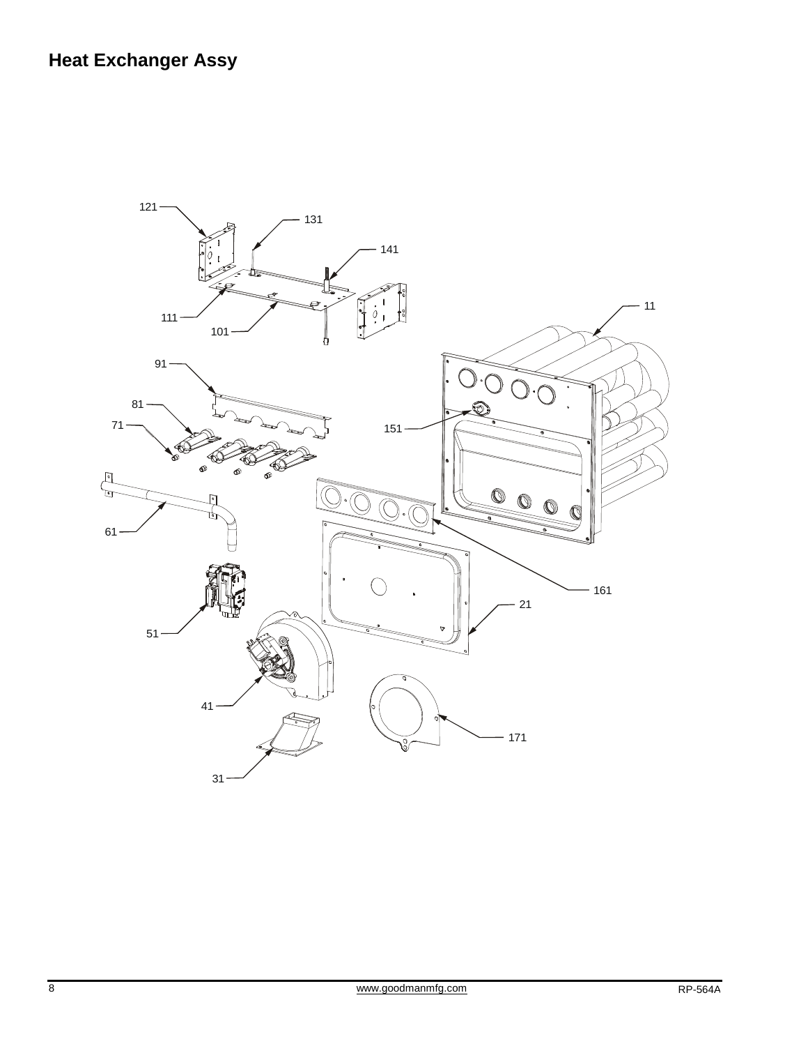# Heat Exchanger Assy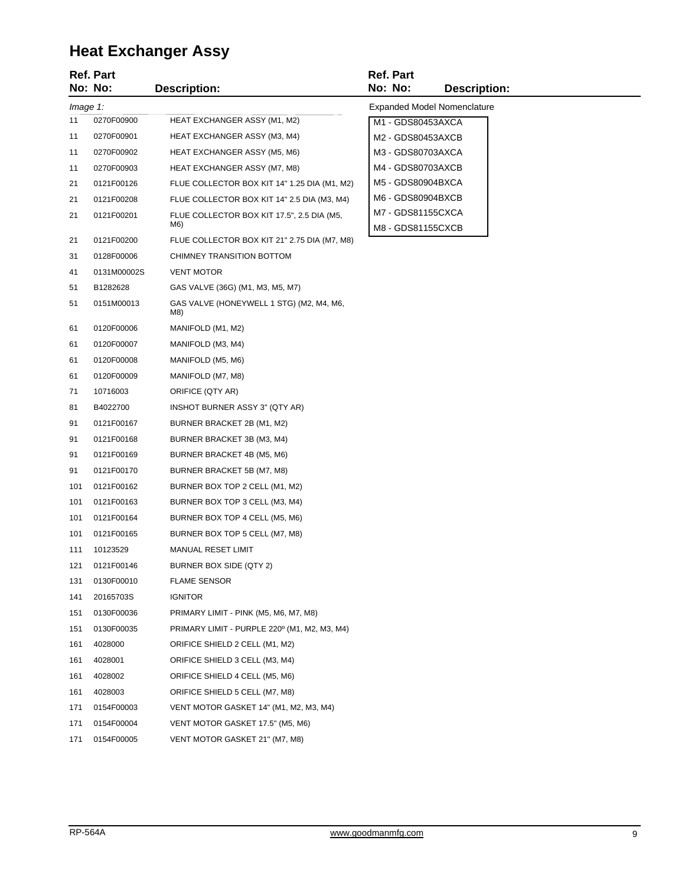# Heat Exchanger Assy

| Ref. No: | Part No: | Description: |
|---|---|---|
| *Image 1:* | | |
| 11 | 0270F00900 | HEAT EXCHANGER ASSY (M1, M2) |
| 11 | 0270F00901 | HEAT EXCHANGER ASSY (M3, M4) |
| 11 | 0270F00902 | HEAT EXCHANGER ASSY (M5, M6) |
| 11 | 0270F00903 | HEAT EXCHANGER ASSY (M7, M8) |
| 21 | 0121F00126 | FLUE COLLECTOR BOX KIT 14" 1.25 DIA (M1, M2) |
| 21 | 0121F00208 | FLUE COLLECTOR BOX KIT 14" 2.5 DIA (M3, M4) |
| 21 | 0121F00201 | FLUE COLLECTOR BOX KIT 17.5", 2.5 DIA (M5, M6) |
| 21 | 0121F00200 | FLUE COLLECTOR BOX KIT 21" 2.75 DIA (M7, M8) |
| 31 | 0128F00006 | CHIMNEY TRANSITION BOTTOM |
| 41 | 0131M00002S | VENT MOTOR |
| 51 | B1282628 | GAS VALVE (36G) (M1, M3, M5, M7) |
| 51 | 0151M00013 | GAS VALVE (HONEYWELL 1 STG) (M2, M4, M6, M8) |
| 61 | 0120F00006 | MANIFOLD (M1, M2) |
| 61 | 0120F00007 | MANIFOLD (M3, M4) |
| 61 | 0120F00008 | MANIFOLD (M5, M6) |
| 61 | 0120F00009 | MANIFOLD (M7, M8) |
| 71 | 10716003 | ORIFICE (QTY AR) |
| 81 | B4022700 | INSHOT BURNER ASSY 3" (QTY AR) |
| 91 | 0121F00167 | BURNER BRACKET 2B (M1, M2) |
| 91 | 0121F00168 | BURNER BRACKET 3B (M3, M4) |
| 91 | 0121F00169 | BURNER BRACKET 4B (M5, M6) |
| 91 | 0121F00170 | BURNER BRACKET 5B (M7, M8) |
| 101 | 0121F00162 | BURNER BOX TOP 2 CELL (M1, M2) |
| 101 | 0121F00163 | BURNER BOX TOP 3 CELL (M3, M4) |
| 101 | 0121F00164 | BURNER BOX TOP 4 CELL (M5, M6) |
| 101 | 0121F00165 | BURNER BOX TOP 5 CELL (M7, M8) |
| 111 | 10123529 | MANUAL RESET LIMIT |
| 121 | 0121F00146 | BURNER BOX SIDE (QTY 2) |
| 131 | 0130F00010 | FLAME SENSOR |
| 141 | 20165703S | IGNITOR |
| 151 | 0130F00036 | PRIMARY LIMIT - PINK (M5, M6, M7, M8) |
| 151 | 0130F00035 | PRIMARY LIMIT - PURPLE 220º (M1, M2, M3, M4) |
| 161 | 4028000 | ORIFICE SHIELD 2 CELL (M1, M2) |
| 161 | 4028001 | ORIFICE SHIELD 3 CELL (M3, M4) |
| 161 | 4028002 | ORIFICE SHIELD 4 CELL (M5, M6) |
| 161 | 4028003 | ORIFICE SHIELD 5 CELL (M7, M8) |
| 171 | 0154F00003 | VENT MOTOR GASKET 14" (M1, M2, M3, M4) |
| 171 | 0154F00004 | VENT MOTOR GASKET 17.5" (M5, M6) |
| 171 | 0154F00005 | VENT MOTOR GASKET 21" (M7, M8) |

Expanded Model Nomenclature

- M1 - GDS80453AXCA
- M2 - GDS80453AXCB
- M3 - GDS80703AXCA
- M4 - GDS80703AXCB
- M5 - GDS80904BXCA
- M6 - GDS80904BXCB
- M7 - GDS81155CXCA
- M8 - GDS81155CXCB